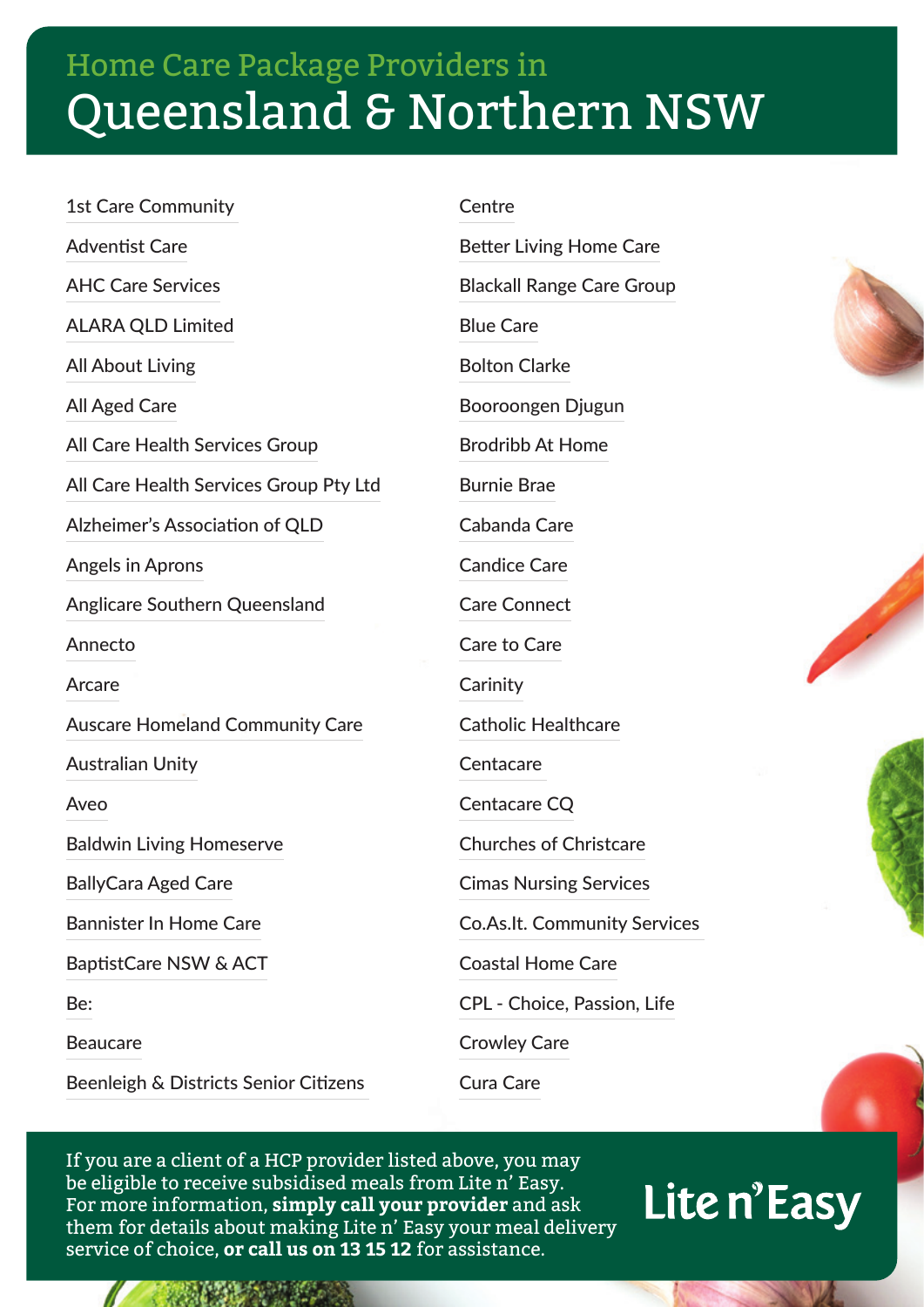# Home Care Package Providers in Queensland & Northern NSW

- 1st Care Community
- Adventist Care
- AHC Care Services
- ALARA QLD Limited
- All About Living
- All Aged Care
- All Care Health Services Group
- All Care Health Services Group Pty Ltd
- Alzheimer's Association of QLD
- Angels in Aprons
- Anglicare Southern Queensland
- Annecto
- Arcare
- Auscare Homeland Community Care
- Australian Unity
- Aveo
- Baldwin Living Homeserve
- BallyCara Aged Care
- Bannister In Home Care
- BaptistCare NSW & ACT
- Be:
- Beaucare
- Beenleigh & Districts Senior Citizens Centre
- Better Living Home Care
- Blackall Range Care Group
- Blue Care
- Bolton Clarke
- Booroongen Djugun
- Brodribb At Home
- Burnie Brae
- Cabanda Care
- Candice Care
- Care Connect
- Care to Care
- Carinity
- Catholic Healthcare
- Centacare
- Centacare CQ
- Churches of Christcare
- Cimas Nursing Services
- Co.As.It. Community Services
- Coastal Home Care
- CPL - Choice, Passion, Life
- Crowley Care
- Cura Care

If you are a client of a HCP provider listed above, you may be eligible to receive subsidised meals from Lite n' Easy. For more information, **simply call your provider** and ask them for details about making Lite n' Easy your meal delivery service of choice, **or call us on 13 15 12** for assistance.

Lite n' Easy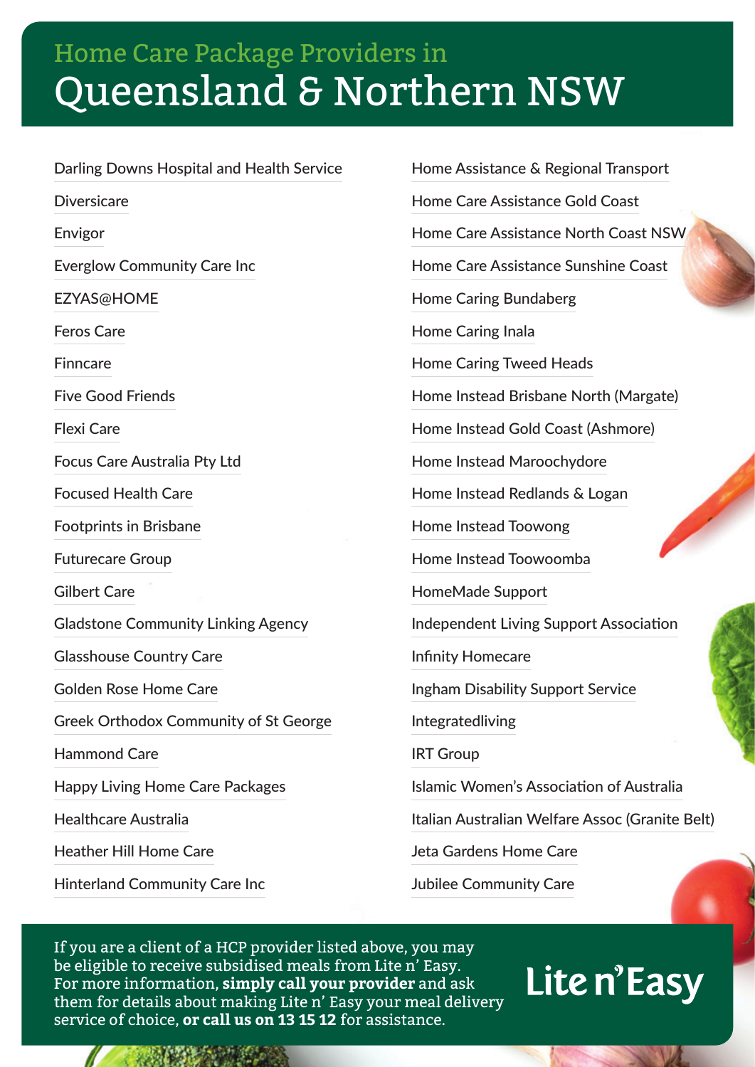## Home Care Package Providers in

# Queensland & Northern NSW

- Darling Downs Hospital and Health Service
- Diversicare
- Envigor
- Everglow Community Care Inc
- EZYAS@HOME
- Feros Care
- Finncare
- Five Good Friends
- Flexi Care
- Focus Care Australia Pty Ltd
- Focused Health Care
- Footprints in Brisbane
- Futurecare Group
- Gilbert Care
- Gladstone Community Linking Agency
- Glasshouse Country Care
- Golden Rose Home Care
- Greek Orthodox Community of St George
- Hammond Care
- Happy Living Home Care Packages
- Healthcare Australia
- Heather Hill Home Care
- Hinterland Community Care Inc
- Home Assistance & Regional Transport
- Home Care Assistance Gold Coast
- Home Care Assistance North Coast NSW
- Home Care Assistance Sunshine Coast
- Home Caring Bundaberg
- Home Caring Inala
- Home Caring Tweed Heads
- Home Instead Brisbane North (Margate)
- Home Instead Gold Coast (Ashmore)
- Home Instead Maroochydore
- Home Instead Redlands & Logan
- Home Instead Toowong
- Home Instead Toowoomba
- HomeMade Support
- Independent Living Support Association
- Infinity Homecare
- Ingham Disability Support Service
- Integratedliving
- IRT Group
- Islamic Women's Association of Australia
- Italian Australian Welfare Assoc (Granite Belt)
- Jeta Gardens Home Care
- Jubilee Community Care

If you are a client of a HCP provider listed above, you may be eligible to receive subsidised meals from Lite n' Easy. For more information, **simply call your provider** and ask them for details about making Lite n' Easy your meal delivery service of choice, **or call us on 13 15 12** for assistance.

Lite n' Easy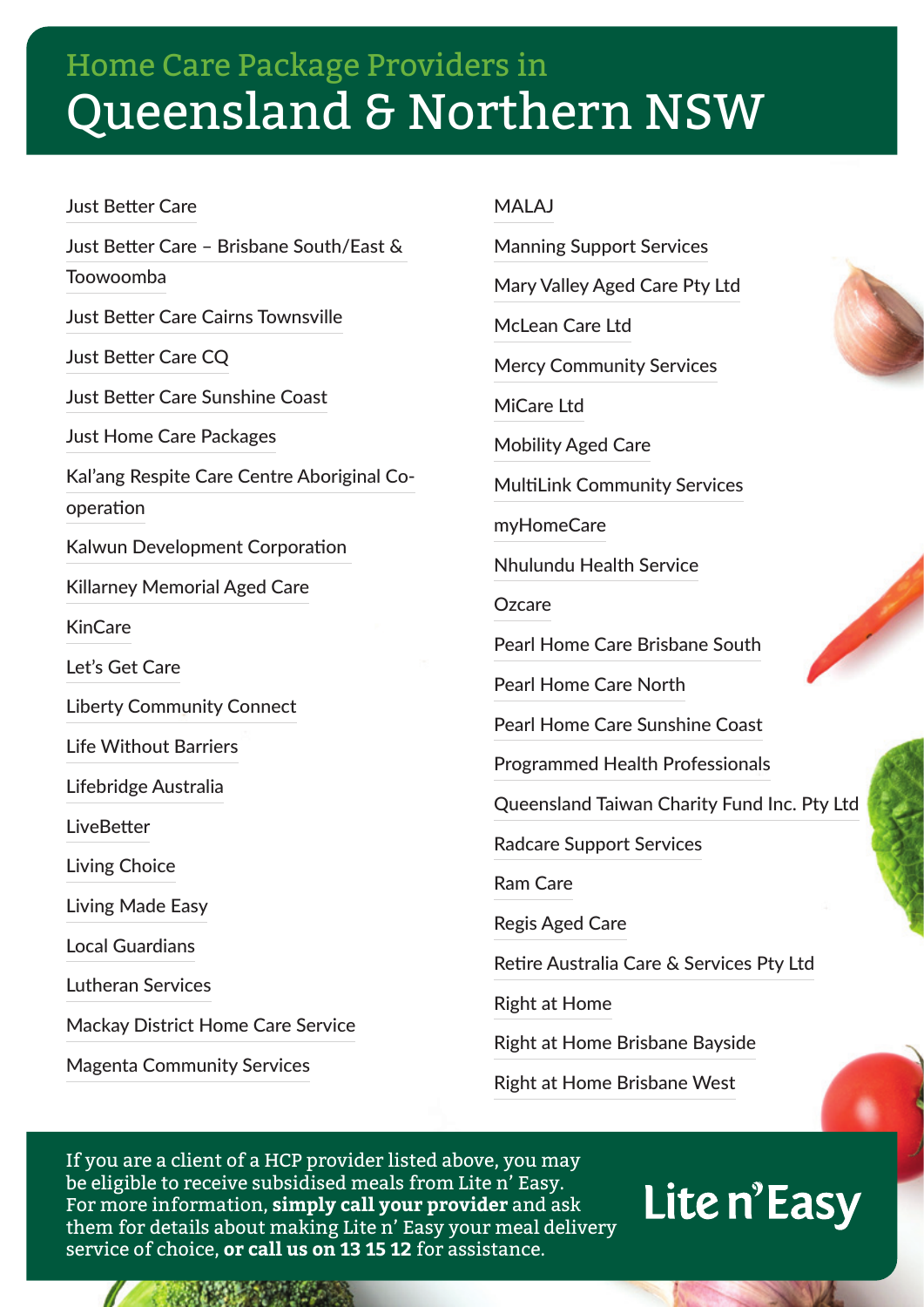# Home Care Package Providers in Queensland & Northern NSW

- Just Better Care
- Just Better Care – Brisbane South/East & Toowoomba
- Just Better Care Cairns Townsville
- Just Better Care CQ
- Just Better Care Sunshine Coast
- Just Home Care Packages
- Kal'ang Respite Care Centre Aboriginal Co-operation
- Kalwun Development Corporation
- Killarney Memorial Aged Care
- KinCare
- Let's Get Care
- Liberty Community Connect
- Life Without Barriers
- Lifebridge Australia
- LiveBetter
- Living Choice
- Living Made Easy
- Local Guardians
- Lutheran Services
- Mackay District Home Care Service
- Magenta Community Services
- MALAJ
- Manning Support Services
- Mary Valley Aged Care Pty Ltd
- McLean Care Ltd
- Mercy Community Services
- MiCare Ltd
- Mobility Aged Care
- MultiLink Community Services
- myHomeCare
- Nhulundu Health Service
- Ozcare
- Pearl Home Care Brisbane South
- Pearl Home Care North
- Pearl Home Care Sunshine Coast
- Programmed Health Professionals
- Queensland Taiwan Charity Fund Inc. Pty Ltd
- Radcare Support Services
- Ram Care
- Regis Aged Care
- Retire Australia Care & Services Pty Ltd
- Right at Home
- Right at Home Brisbane Bayside
- Right at Home Brisbane West

If you are a client of a HCP provider listed above, you may be eligible to receive subsidised meals from Lite n' Easy. For more information, **simply call your provider** and ask them for details about making Lite n' Easy your meal delivery service of choice, **or call us on 13 15 12** for assistance.

Lite n' Easy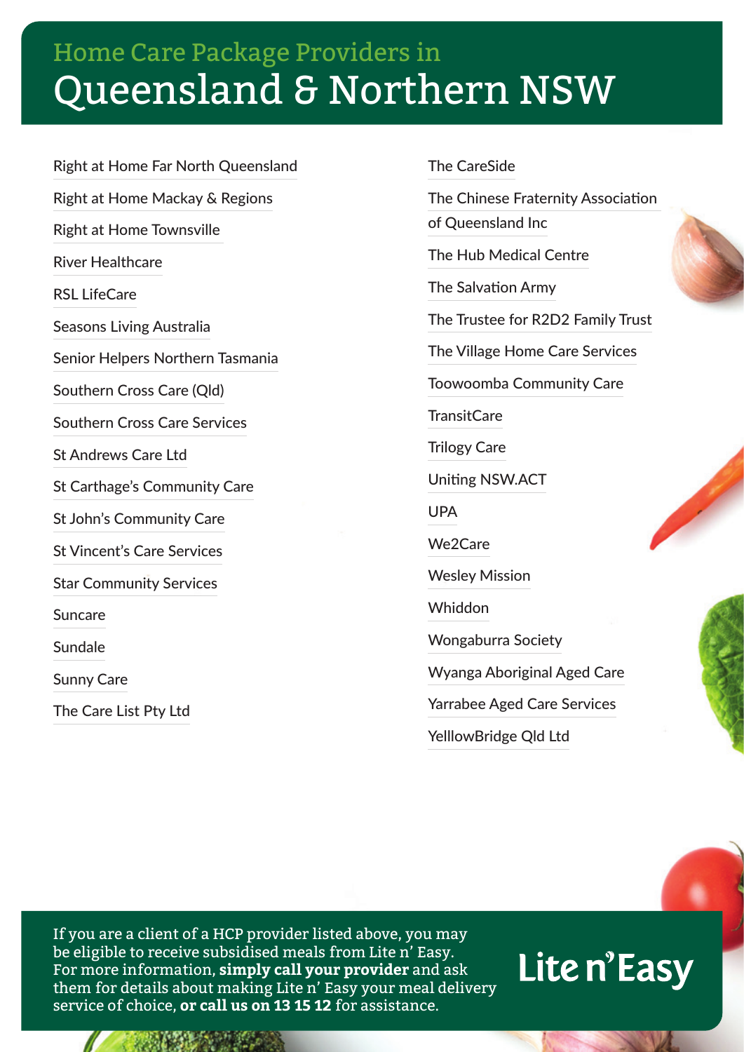# Home Care Package Providers in Queensland & Northern NSW

- Right at Home Far North Queensland
- Right at Home Mackay & Regions
- Right at Home Townsville
- River Healthcare
- RSL LifeCare
- Seasons Living Australia
- Senior Helpers Northern Tasmania
- Southern Cross Care (Qld)
- Southern Cross Care Services
- St Andrews Care Ltd
- St Carthage's Community Care
- St John's Community Care
- St Vincent's Care Services
- Star Community Services
- Suncare
- Sundale
- Sunny Care
- The Care List Pty Ltd
- The CareSide
- The Chinese Fraternity Association of Queensland Inc
- The Hub Medical Centre
- The Salvation Army
- The Trustee for R2D2 Family Trust
- The Village Home Care Services
- Toowoomba Community Care
- TransitCare
- Trilogy Care
- Uniting NSW.ACT
- UPA
- We2Care
- Wesley Mission
- Whiddon
- Wongaburra Society
- Wyanga Aboriginal Aged Care
- Yarrabee Aged Care Services
- YelllowBridge Qld Ltd

If you are a client of a HCP provider listed above, you may be eligible to receive subsidised meals from Lite n' Easy. For more information, **simply call your provider** and ask them for details about making Lite n' Easy your meal delivery service of choice, **or call us on 13 15 12** for assistance.

Lite n' Easy